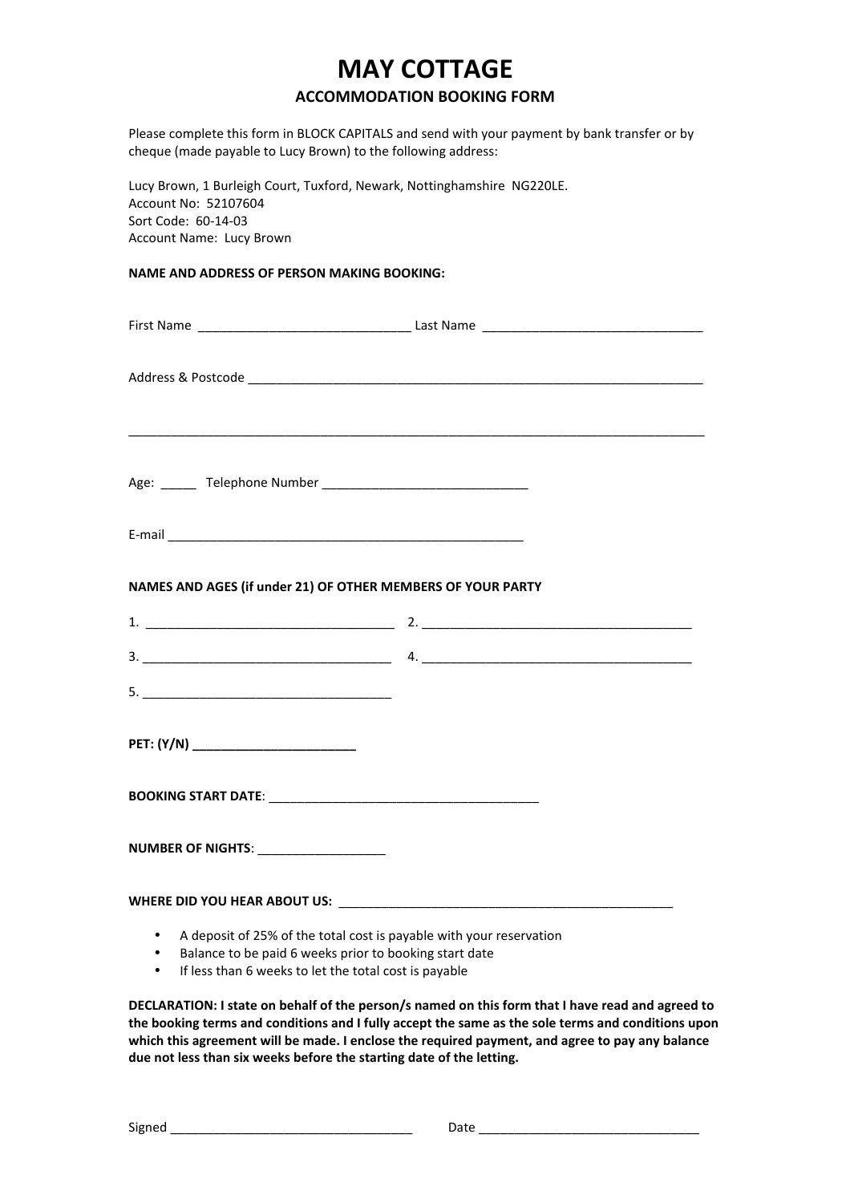# MAY COTTAGE

## ACCOMMODATION BOOKING FORM

Please complete this form in BLOCK CAPITALS and send with your payment by bank transfer or by cheque (made payable to Lucy Brown) to the following address:

Lucy Brown, 1 Burleigh Court, Tuxford, Newark, Nottinghamshire NG220LE.
Account No: 52107604
Sort Code: 60-14-03
Account Name: Lucy Brown

**NAME AND ADDRESS OF PERSON MAKING BOOKING:**

First Name ______________________________ Last Name _______________________________

Address & Postcode _________________________________________________________________

___________________________________________________________________________________

Age: _____ Telephone Number _____________________________

E-mail ___________________________________________________

**NAMES AND AGES (if under 21) OF OTHER MEMBERS OF YOUR PARTY**

1. ___________________________________ 2. ______________________________________

3. ___________________________________ 4. ______________________________________

5. ___________________________________

**PET: (Y/N) _______________________**

**BOOKING START DATE**: ______________________________________

**NUMBER OF NIGHTS**: _________________

**WHERE DID YOU HEAR ABOUT US:** ________________________________________________

- A deposit of 25% of the total cost is payable with your reservation
- Balance to be paid 6 weeks prior to booking start date
- If less than 6 weeks to let the total cost is payable

**DECLARATION: I state on behalf of the person/s named on this form that I have read and agreed to the booking terms and conditions and I fully accept the same as the sole terms and conditions upon which this agreement will be made. I enclose the required payment, and agree to pay any balance due not less than six weeks before the starting date of the letting.**

Signed __________________________________ Date _______________________________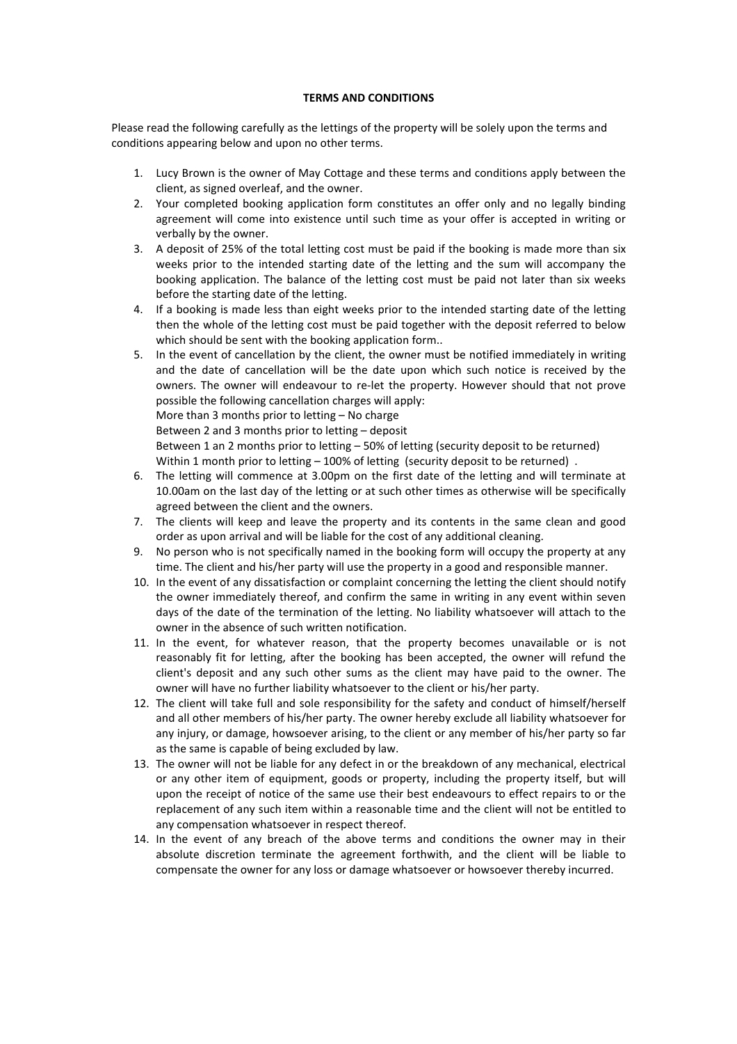**TERMS AND CONDITIONS**

Please read the following carefully as the lettings of the property will be solely upon the terms and conditions appearing below and upon no other terms.

1. Lucy Brown is the owner of May Cottage and these terms and conditions apply between the client, as signed overleaf, and the owner.
2. Your completed booking application form constitutes an offer only and no legally binding agreement will come into existence until such time as your offer is accepted in writing or verbally by the owner.
3. A deposit of 25% of the total letting cost must be paid if the booking is made more than six weeks prior to the intended starting date of the letting and the sum will accompany the booking application. The balance of the letting cost must be paid not later than six weeks before the starting date of the letting.
4. If a booking is made less than eight weeks prior to the intended starting date of the letting then the whole of the letting cost must be paid together with the deposit referred to below which should be sent with the booking application form..
5. In the event of cancellation by the client, the owner must be notified immediately in writing and the date of cancellation will be the date upon which such notice is received by the owners. The owner will endeavour to re-let the property. However should that not prove possible the following cancellation charges will apply:
   More than 3 months prior to letting – No charge
   Between 2 and 3 months prior to letting – deposit
   Between 1 an 2 months prior to letting – 50% of letting (security deposit to be returned)
   Within 1 month prior to letting – 100% of letting (security deposit to be returned) .
6. The letting will commence at 3.00pm on the first date of the letting and will terminate at 10.00am on the last day of the letting or at such other times as otherwise will be specifically agreed between the client and the owners.
7. The clients will keep and leave the property and its contents in the same clean and good order as upon arrival and will be liable for the cost of any additional cleaning.
9. No person who is not specifically named in the booking form will occupy the property at any time. The client and his/her party will use the property in a good and responsible manner.
10. In the event of any dissatisfaction or complaint concerning the letting the client should notify the owner immediately thereof, and confirm the same in writing in any event within seven days of the date of the termination of the letting. No liability whatsoever will attach to the owner in the absence of such written notification.
11. In the event, for whatever reason, that the property becomes unavailable or is not reasonably fit for letting, after the booking has been accepted, the owner will refund the client's deposit and any such other sums as the client may have paid to the owner. The owner will have no further liability whatsoever to the client or his/her party.
12. The client will take full and sole responsibility for the safety and conduct of himself/herself and all other members of his/her party. The owner hereby exclude all liability whatsoever for any injury, or damage, howsoever arising, to the client or any member of his/her party so far as the same is capable of being excluded by law.
13. The owner will not be liable for any defect in or the breakdown of any mechanical, electrical or any other item of equipment, goods or property, including the property itself, but will upon the receipt of notice of the same use their best endeavours to effect repairs to or the replacement of any such item within a reasonable time and the client will not be entitled to any compensation whatsoever in respect thereof.
14. In the event of any breach of the above terms and conditions the owner may in their absolute discretion terminate the agreement forthwith, and the client will be liable to compensate the owner for any loss or damage whatsoever or howsoever thereby incurred.